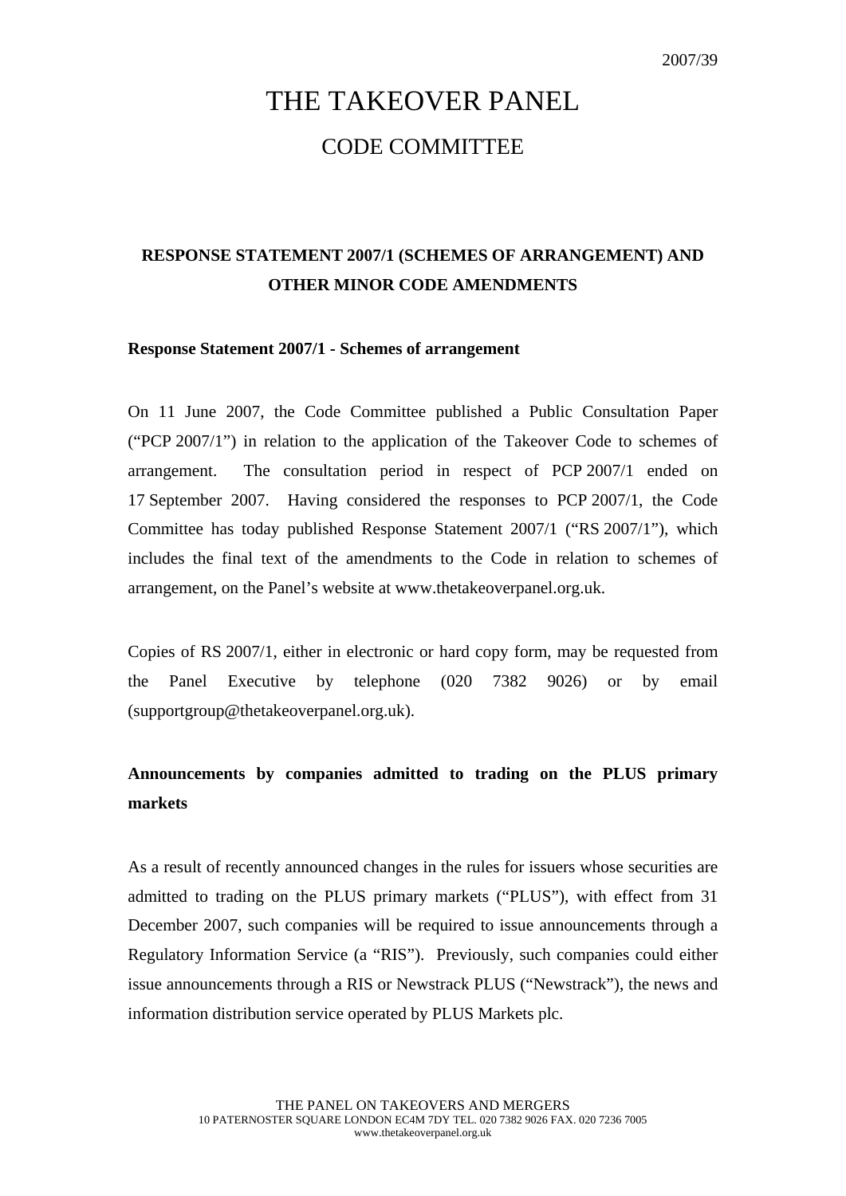2007/39

# THE TAKEOVER PANEL

## CODE COMMITTEE

**RESPONSE STATEMENT 2007/1 (SCHEMES OF ARRANGEMENT) AND OTHER MINOR CODE AMENDMENTS**

**Response Statement 2007/1 - Schemes of arrangement**

On 11 June 2007, the Code Committee published a Public Consultation Paper ("PCP 2007/1") in relation to the application of the Takeover Code to schemes of arrangement. The consultation period in respect of PCP 2007/1 ended on 17 September 2007. Having considered the responses to PCP 2007/1, the Code Committee has today published Response Statement 2007/1 ("RS 2007/1"), which includes the final text of the amendments to the Code in relation to schemes of arrangement, on the Panel's website at www.thetakeoverpanel.org.uk.

Copies of RS 2007/1, either in electronic or hard copy form, may be requested from the Panel Executive by telephone (020 7382 9026) or by email (supportgroup@thetakeoverpanel.org.uk).

**Announcements by companies admitted to trading on the PLUS primary markets**

As a result of recently announced changes in the rules for issuers whose securities are admitted to trading on the PLUS primary markets ("PLUS"), with effect from 31 December 2007, such companies will be required to issue announcements through a Regulatory Information Service (a "RIS"). Previously, such companies could either issue announcements through a RIS or Newstrack PLUS ("Newstrack"), the news and information distribution service operated by PLUS Markets plc.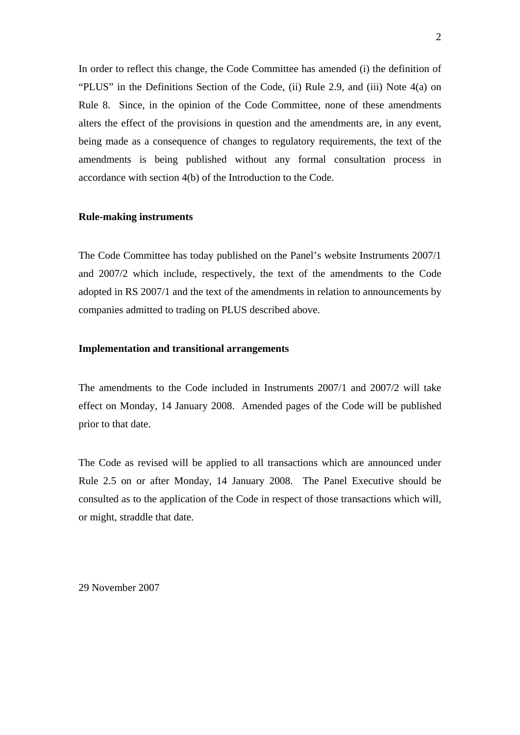In order to reflect this change, the Code Committee has amended (i) the definition of "PLUS" in the Definitions Section of the Code, (ii) Rule 2.9, and (iii) Note 4(a) on Rule 8. Since, in the opinion of the Code Committee, none of these amendments alters the effect of the provisions in question and the amendments are, in any event, being made as a consequence of changes to regulatory requirements, the text of the amendments is being published without any formal consultation process in accordance with section 4(b) of the Introduction to the Code.

**Rule-making instruments**

The Code Committee has today published on the Panel's website Instruments 2007/1 and 2007/2 which include, respectively, the text of the amendments to the Code adopted in RS 2007/1 and the text of the amendments in relation to announcements by companies admitted to trading on PLUS described above.

**Implementation and transitional arrangements**

The amendments to the Code included in Instruments 2007/1 and 2007/2 will take effect on Monday, 14 January 2008. Amended pages of the Code will be published prior to that date.

The Code as revised will be applied to all transactions which are announced under Rule 2.5 on or after Monday, 14 January 2008. The Panel Executive should be consulted as to the application of the Code in respect of those transactions which will, or might, straddle that date.

29 November 2007